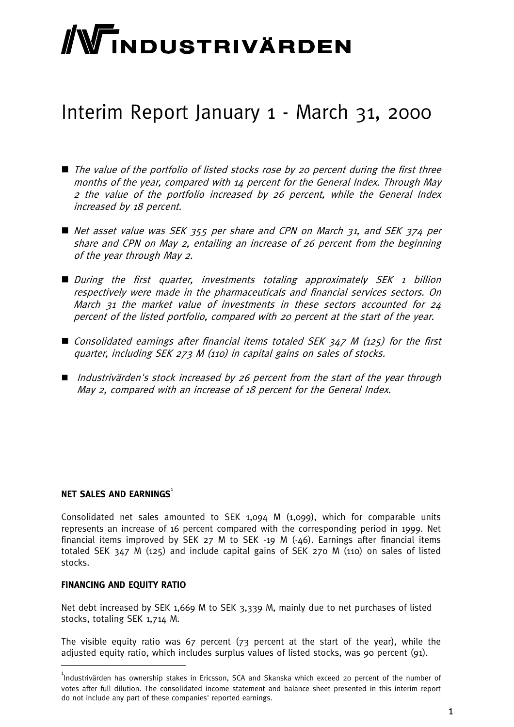# INDUSTRIVÄRDEN

# Interim Report January 1 - March 31, 2000

- *The value of the portfolio of listed stocks rose by 20 percent during the first three months of the year, compared with 14 percent for the General Index. Through May 2 the value of the portfolio increased by 26 percent, while the General Index increased by 18 percent.*

- *Net asset value was SEK 355 per share and CPN on March 31, and SEK 374 per share and CPN on May 2, entailing an increase of 26 percent from the beginning of the year through May 2.*

- *During the first quarter, investments totaling approximately SEK 1 billion respectively were made in the pharmaceuticals and financial services sectors. On March 31 the market value of investments in these sectors accounted for 24 percent of the listed portfolio, compared with 20 percent at the start of the year.*

- *Consolidated earnings after financial items totaled SEK 347 M (125) for the first quarter, including SEK 273 M (110) in capital gains on sales of stocks.*

- *Industrivärden's stock increased by 26 percent from the start of the year through May 2, compared with an increase of 18 percent for the General Index.*

### NET SALES AND EARNINGS[1]

Consolidated net sales amounted to SEK 1,094 M (1,099), which for comparable units represents an increase of 16 percent compared with the corresponding period in 1999. Net financial items improved by SEK 27 M to SEK -19 M (-46). Earnings after financial items totaled SEK 347 M (125) and include capital gains of SEK 270 M (110) on sales of listed stocks.

### FINANCING AND EQUITY RATIO

Net debt increased by SEK 1,669 M to SEK 3,339 M, mainly due to net purchases of listed stocks, totaling SEK 1,714 M.

The visible equity ratio was 67 percent (73 percent at the start of the year), while the adjusted equity ratio, which includes surplus values of listed stocks, was 90 percent (91).

[1] Industrivärden has ownership stakes in Ericsson, SCA and Skanska which exceed 20 percent of the number of votes after full dilution. The consolidated income statement and balance sheet presented in this interim report do not include any part of these companies' reported earnings.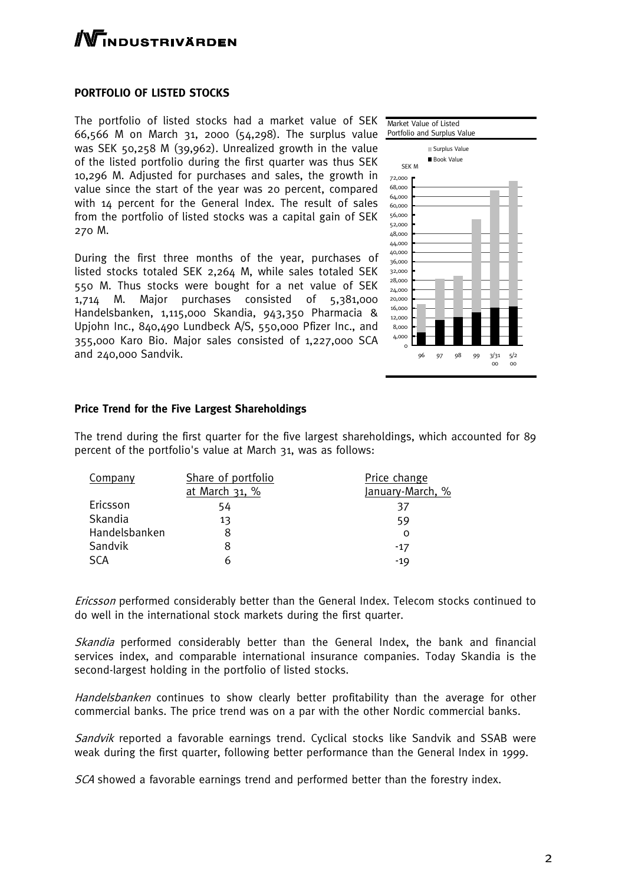## PORTFOLIO OF LISTED STOCKS

The portfolio of listed stocks had a market value of SEK 66,566 M on March 31, 2000 (54,298). The surplus value was SEK 50,258 M (39,962). Unrealized growth in the value of the listed portfolio during the first quarter was thus SEK 10,296 M. Adjusted for purchases and sales, the growth in value since the start of the year was 20 percent, compared with 14 percent for the General Index. The result of sales from the portfolio of listed stocks was a capital gain of SEK 270 M.

During the first three months of the year, purchases of listed stocks totaled SEK 2,264 M, while sales totaled SEK 550 M. Thus stocks were bought for a net value of SEK 1,714 M. Major purchases consisted of 5,381,000 Handelsbanken, 1,115,000 Skandia, 943,350 Pharmacia & Upjohn Inc., 840,490 Lundbeck A/S, 550,000 Pfizer Inc., and 355,000 Karo Bio. Major sales consisted of 1,227,000 SCA and 240,000 Sandvik.

Market Value of Listed Portfolio and Surplus Value

### Price Trend for the Five Largest Shareholdings

The trend during the first quarter for the five largest shareholdings, which accounted for 89 percent of the portfolio's value at March 31, was as follows:

| Company | Share of portfolio at March 31, % | Price change January-March, % |
|---|---|---|
| Ericsson | 54 | 37 |
| Skandia | 13 | 59 |
| Handelsbanken | 8 | 0 |
| Sandvik | 8 | -17 |
| SCA | 6 | -19 |

*Ericsson* performed considerably better than the General Index. Telecom stocks continued to do well in the international stock markets during the first quarter.

*Skandia* performed considerably better than the General Index, the bank and financial services index, and comparable international insurance companies. Today Skandia is the second-largest holding in the portfolio of listed stocks.

*Handelsbanken* continues to show clearly better profitability than the average for other commercial banks. The price trend was on a par with the other Nordic commercial banks.

*Sandvik* reported a favorable earnings trend. Cyclical stocks like Sandvik and SSAB were weak during the first quarter, following better performance than the General Index in 1999.

*SCA* showed a favorable earnings trend and performed better than the forestry index.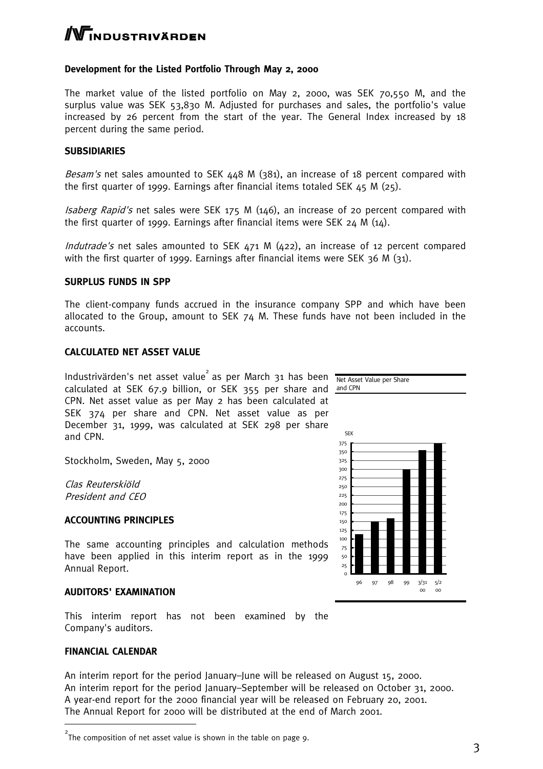**Development for the Listed Portfolio Through May 2, 2000**

The market value of the listed portfolio on May 2, 2000, was SEK 70,550 M, and the surplus value was SEK 53,830 M. Adjusted for purchases and sales, the portfolio's value increased by 26 percent from the start of the year. The General Index increased by 18 percent during the same period.

## SUBSIDIARIES

*Besam's* net sales amounted to SEK 448 M (381), an increase of 18 percent compared with the first quarter of 1999. Earnings after financial items totaled SEK 45 M (25).

*Isaberg Rapid's* net sales were SEK 175 M (146), an increase of 20 percent compared with the first quarter of 1999. Earnings after financial items were SEK 24 M (14).

*Indutrade's* net sales amounted to SEK 471 M (422), an increase of 12 percent compared with the first quarter of 1999. Earnings after financial items were SEK 36 M (31).

## SURPLUS FUNDS IN SPP

The client-company funds accrued in the insurance company SPP and which have been allocated to the Group, amount to SEK 74 M. These funds have not been included in the accounts.

## CALCULATED NET ASSET VALUE

Industrivärden's net asset value[2] as per March 31 has been calculated at SEK 67.9 billion, or SEK 355 per share and CPN. Net asset value as per May 2 has been calculated at SEK 374 per share and CPN. Net asset value as per December 31, 1999, was calculated at SEK 298 per share and CPN.

Net Asset Value per Share and CPN

Stockholm, Sweden, May 5, 2000

*Clas Reuterskiöld*
*President and CEO*

## ACCOUNTING PRINCIPLES

The same accounting principles and calculation methods have been applied in this interim report as in the 1999 Annual Report.

## AUDITORS' EXAMINATION

This interim report has not been examined by the Company's auditors.

## FINANCIAL CALENDAR

An interim report for the period January–June will be released on August 15, 2000.
An interim report for the period January–September will be released on October 31, 2000.
A year-end report for the 2000 financial year will be released on February 20, 2001.
The Annual Report for 2000 will be distributed at the end of March 2001.

[2] The composition of net asset value is shown in the table on page 9.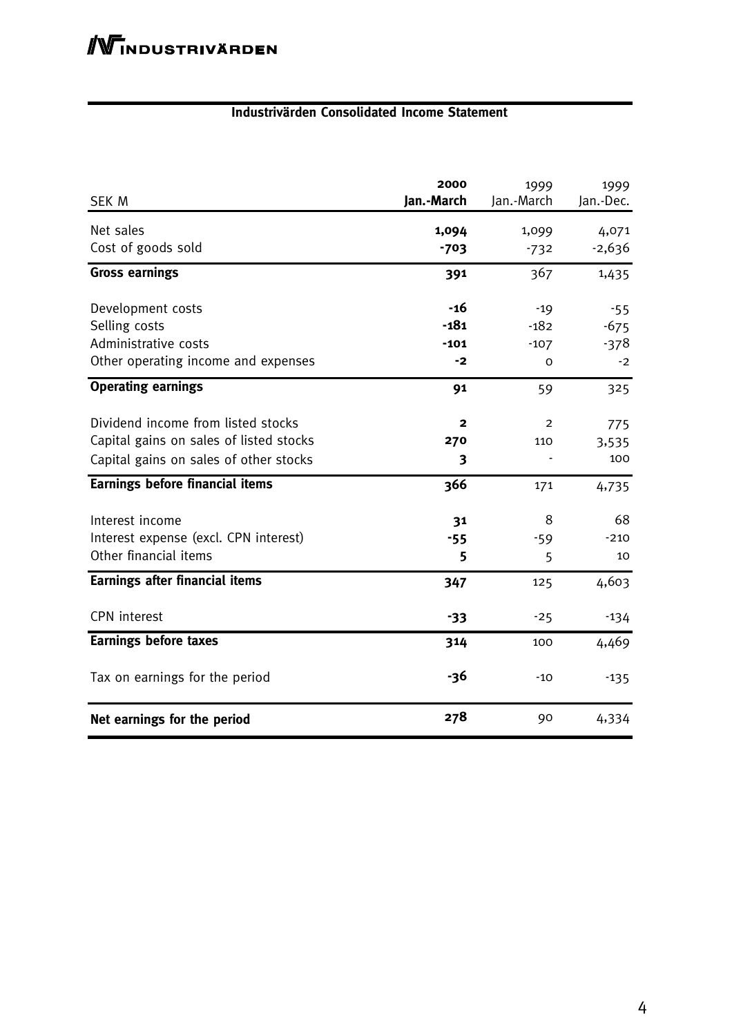## Industrivärden Consolidated Income Statement

| SEK M | **2000 Jan.-March** | 1999 Jan.-March | 1999 Jan.-Dec. |
|---|---|---|---|
| Net sales | **1,094** | 1,099 | 4,071 |
| Cost of goods sold | **-703** | -732 | -2,636 |
| **Gross earnings** | **391** | 367 | 1,435 |
| Development costs | **-16** | -19 | -55 |
| Selling costs | **-181** | -182 | -675 |
| Administrative costs | **-101** | -107 | -378 |
| Other operating income and expenses | **-2** | 0 | -2 |
| **Operating earnings** | **91** | 59 | 325 |
| Dividend income from listed stocks | **2** | 2 | 775 |
| Capital gains on sales of listed stocks | **270** | 110 | 3,535 |
| Capital gains on sales of other stocks | **3** | - | 100 |
| **Earnings before financial items** | **366** | 171 | 4,735 |
| Interest income | **31** | 8 | 68 |
| Interest expense (excl. CPN interest) | **-55** | -59 | -210 |
| Other financial items | **5** | 5 | 10 |
| **Earnings after financial items** | **347** | 125 | 4,603 |
| CPN interest | **-33** | -25 | -134 |
| **Earnings before taxes** | **314** | 100 | 4,469 |
| Tax on earnings for the period | **-36** | -10 | -135 |
| **Net earnings for the period** | **278** | 90 | 4,334 |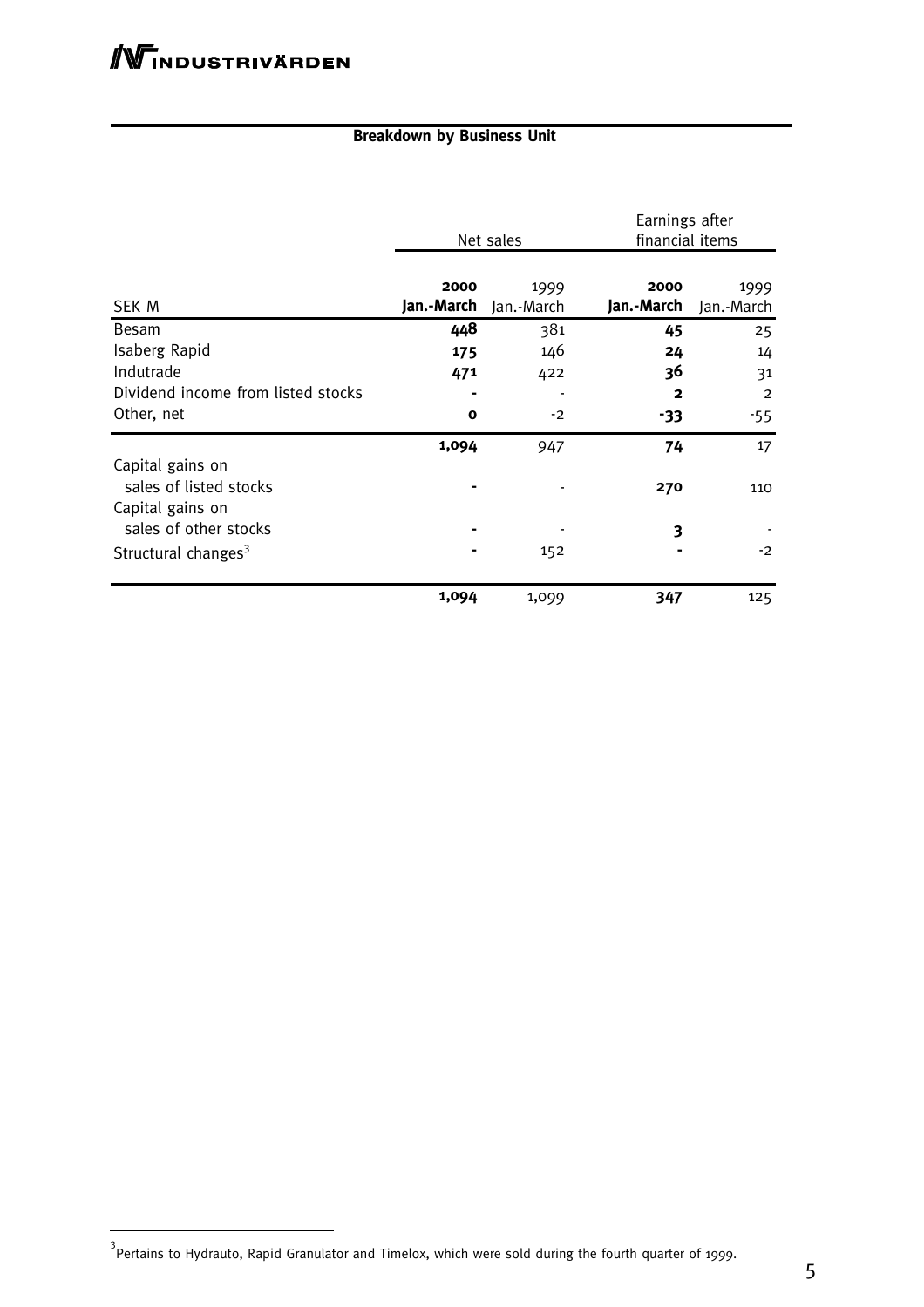**Breakdown by Business Unit**

| SEK M | Net sales | | Earnings after financial items | |
|---|---|---|---|---|
| | **2000 Jan.-March** | 1999 Jan.-March | **2000 Jan.-March** | 1999 Jan.-March |
| Besam | **448** | 381 | **45** | 25 |
| Isaberg Rapid | **175** | 146 | **24** | 14 |
| Indutrade | **471** | 422 | **36** | 31 |
| Dividend income from listed stocks | **-** | - | **2** | 2 |
| Other, net | **0** | -2 | **-33** | -55 |
| | **1,094** | 947 | **74** | 17 |
| Capital gains on sales of listed stocks | **-** | - | **270** | 110 |
| Capital gains on sales of other stocks | **-** | - | **3** | - |
| Structural changes[3] | **-** | 152 | **-** | -2 |
| | **1,094** | 1,099 | **347** | 125 |

[3] Pertains to Hydrauto, Rapid Granulator and Timelox, which were sold during the fourth quarter of 1999.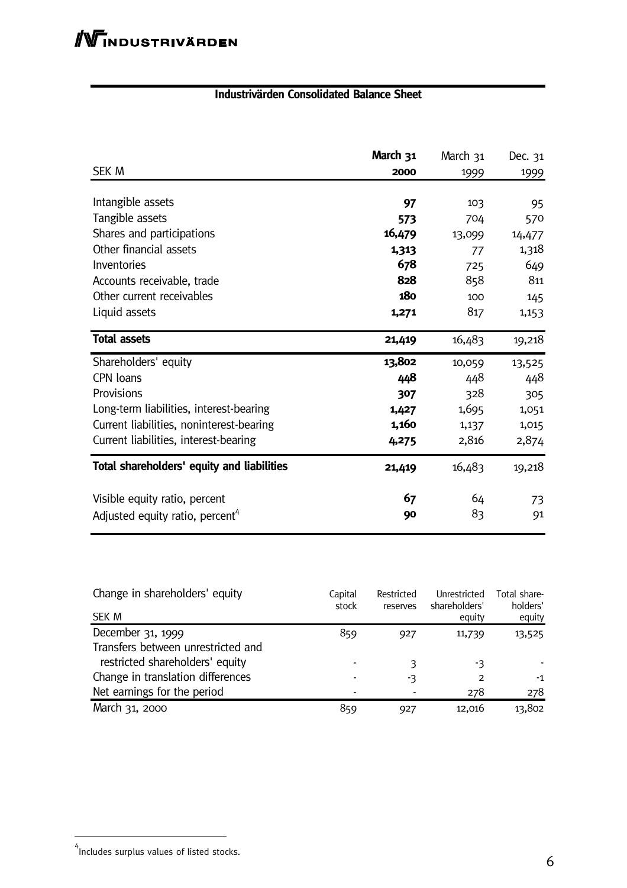## Industrivärden Consolidated Balance Sheet

| SEK M | **March 31 2000** | March 31 1999 | Dec. 31 1999 |
|---|---|---|---|
| Intangible assets | **97** | 103 | 95 |
| Tangible assets | **573** | 704 | 570 |
| Shares and participations | **16,479** | 13,099 | 14,477 |
| Other financial assets | **1,313** | 77 | 1,318 |
| Inventories | **678** | 725 | 649 |
| Accounts receivable, trade | **828** | 858 | 811 |
| Other current receivables | **180** | 100 | 145 |
| Liquid assets | **1,271** | 817 | 1,153 |
| **Total assets** | **21,419** | 16,483 | 19,218 |
| Shareholders' equity | **13,802** | 10,059 | 13,525 |
| CPN loans | **448** | 448 | 448 |
| Provisions | **307** | 328 | 305 |
| Long-term liabilities, interest-bearing | **1,427** | 1,695 | 1,051 |
| Current liabilities, noninterest-bearing | **1,160** | 1,137 | 1,015 |
| Current liabilities, interest-bearing | **4,275** | 2,816 | 2,874 |
| **Total shareholders' equity and liabilities** | **21,419** | 16,483 | 19,218 |
| Visible equity ratio, percent | **67** | 64 | 73 |
| Adjusted equity ratio, percent[4] | **90** | 83 | 91 |

| Change in shareholders' equity<br>SEK M | Capital stock | Restricted reserves | Unrestricted shareholders' equity | Total shareholders' equity |
|---|---|---|---|---|
| December 31, 1999 | 859 | 927 | 11,739 | 13,525 |
| Transfers between unrestricted and restricted shareholders' equity | - | 3 | -3 | - |
| Change in translation differences | - | -3 | 2 | -1 |
| Net earnings for the period | - | - | 278 | 278 |
| March 31, 2000 | 859 | 927 | 12,016 | 13,802 |

[4] Includes surplus values of listed stocks.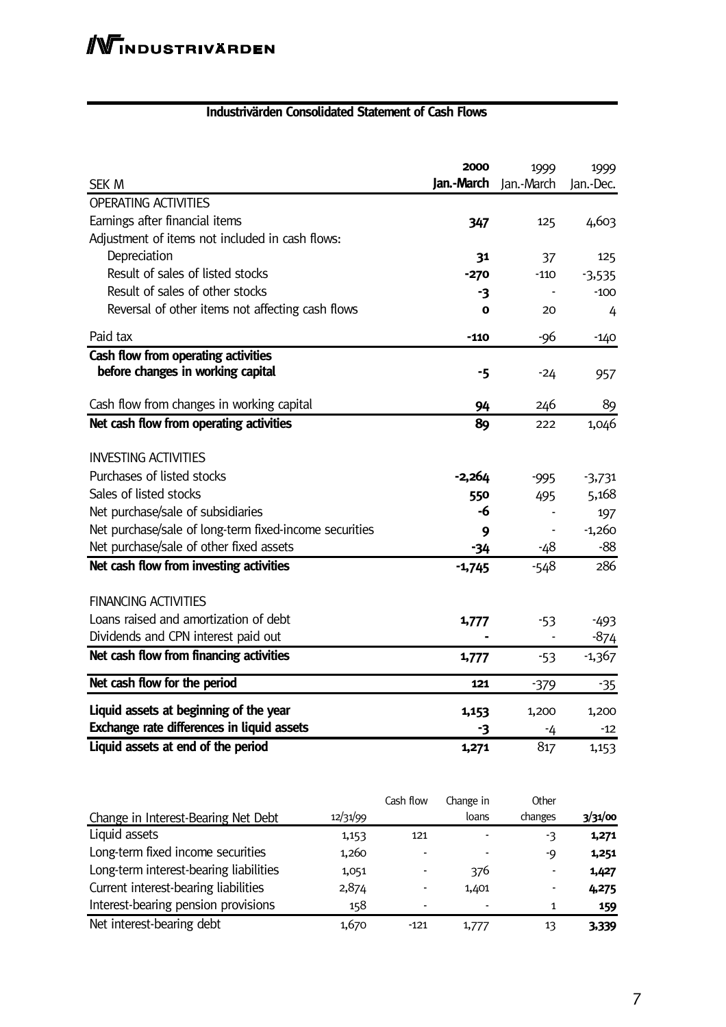## Industrivärden Consolidated Statement of Cash Flows

| SEK M | 2000 Jan.-March | 1999 Jan.-March | 1999 Jan.-Dec. |
|---|---|---|---|
| OPERATING ACTIVITIES | | | |
| Earnings after financial items | **347** | 125 | 4,603 |
| Adjustment of items not included in cash flows: | | | |
| Depreciation | **31** | 37 | 125 |
| Result of sales of listed stocks | **-270** | -110 | -3,535 |
| Result of sales of other stocks | **-3** | - | -100 |
| Reversal of other items not affecting cash flows | **0** | 20 | 4 |
| Paid tax | **-110** | -96 | -140 |
| **Cash flow from operating activities before changes in working capital** | **-5** | -24 | 957 |
| Cash flow from changes in working capital | **94** | 246 | 89 |
| **Net cash flow from operating activities** | **89** | 222 | 1,046 |
| INVESTING ACTIVITIES | | | |
| Purchases of listed stocks | **-2,264** | -995 | -3,731 |
| Sales of listed stocks | **550** | 495 | 5,168 |
| Net purchase/sale of subsidiaries | **-6** | - | 197 |
| Net purchase/sale of long-term fixed-income securities | **9** | - | -1,260 |
| Net purchase/sale of other fixed assets | **-34** | -48 | -88 |
| **Net cash flow from investing activities** | **-1,745** | -548 | 286 |
| FINANCING ACTIVITIES | | | |
| Loans raised and amortization of debt | **1,777** | -53 | -493 |
| Dividends and CPN interest paid out | **-** | - | -874 |
| **Net cash flow from financing activities** | **1,777** | -53 | -1,367 |
| **Net cash flow for the period** | **121** | -379 | -35 |
| **Liquid assets at beginning of the year** | **1,153** | 1,200 | 1,200 |
| **Exchange rate differences in liquid assets** | **-3** | -4 | -12 |
| **Liquid assets at end of the period** | **1,271** | 817 | 1,153 |

| Change in Interest-Bearing Net Debt | 12/31/99 | Cash flow | Change in loans | Other changes | 3/31/00 |
|---|---|---|---|---|---|
| Liquid assets | 1,153 | 121 | - | -3 | **1,271** |
| Long-term fixed income securities | 1,260 | - | - | -9 | **1,251** |
| Long-term interest-bearing liabilities | 1,051 | - | 376 | - | **1,427** |
| Current interest-bearing liabilities | 2,874 | - | 1,401 | - | **4,275** |
| Interest-bearing pension provisions | 158 | - | - | 1 | **159** |
| Net interest-bearing debt | 1,670 | -121 | 1,777 | 13 | **3,339** |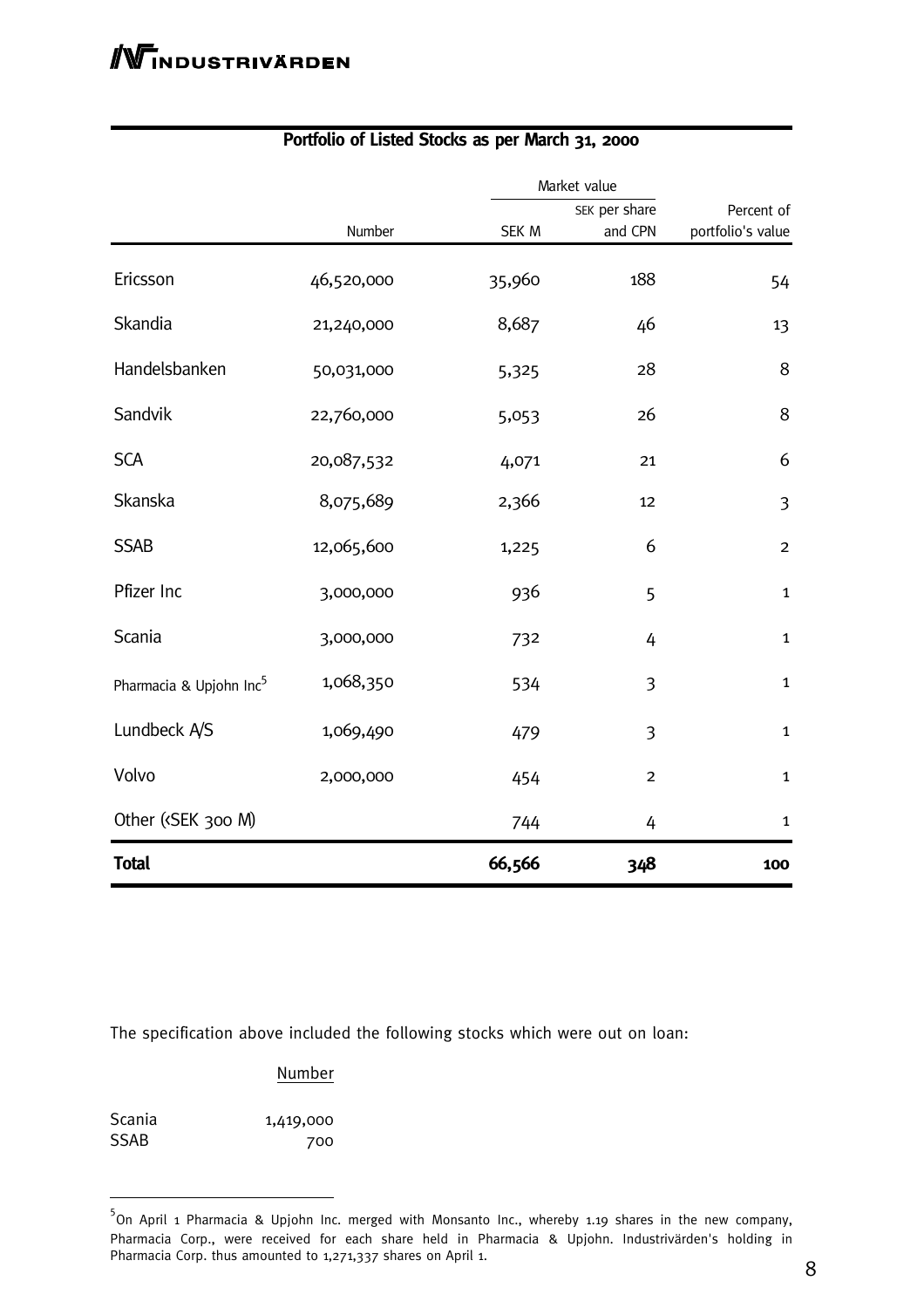## Portfolio of Listed Stocks as per March 31, 2000

| | | Market value | | |
|---|---|---|---|---|
| | Number | SEK M | SEK per share and CPN | Percent of portfolio's value |
| Ericsson | 46,520,000 | 35,960 | 188 | 54 |
| Skandia | 21,240,000 | 8,687 | 46 | 13 |
| Handelsbanken | 50,031,000 | 5,325 | 28 | 8 |
| Sandvik | 22,760,000 | 5,053 | 26 | 8 |
| SCA | 20,087,532 | 4,071 | 21 | 6 |
| Skanska | 8,075,689 | 2,366 | 12 | 3 |
| SSAB | 12,065,600 | 1,225 | 6 | 2 |
| Pfizer Inc | 3,000,000 | 936 | 5 | 1 |
| Scania | 3,000,000 | 732 | 4 | 1 |
| Pharmacia & Upjohn Inc[5] | 1,068,350 | 534 | 3 | 1 |
| Lundbeck A/S | 1,069,490 | 479 | 3 | 1 |
| Volvo | 2,000,000 | 454 | 2 | 1 |
| Other (<SEK 300 M) | | 744 | 4 | 1 |
| **Total** | | **66,566** | **348** | **100** |

The specification above included the following stocks which were out on loan:

| | Number |
|---|---|
| Scania | 1,419,000 |
| SSAB | 700 |

[5] On April 1 Pharmacia & Upjohn Inc. merged with Monsanto Inc., whereby 1.19 shares in the new company, Pharmacia Corp., were received for each share held in Pharmacia & Upjohn. Industrivärden's holding in Pharmacia Corp. thus amounted to 1,271,337 shares on April 1.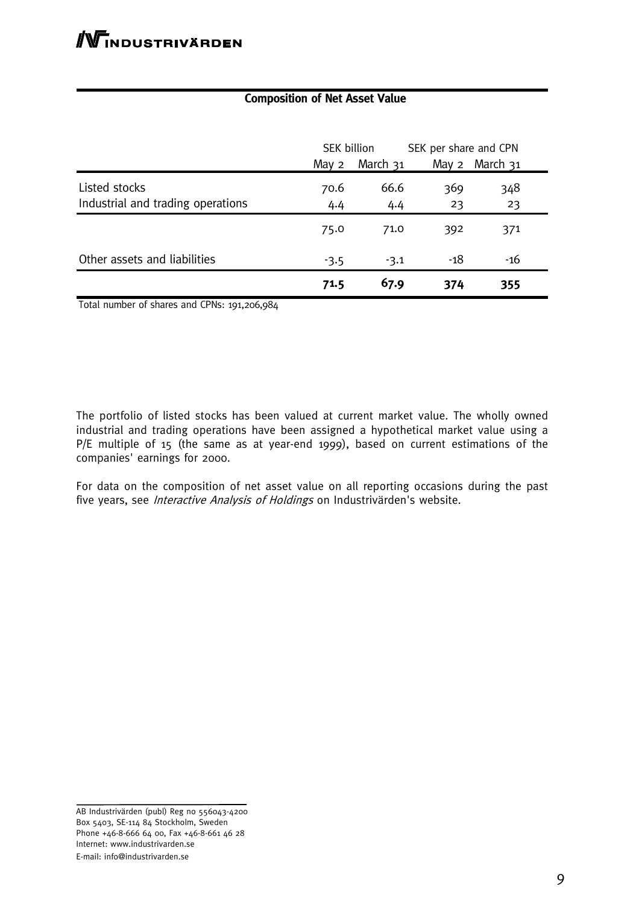## Composition of Net Asset Value

| | SEK billion | | SEK per share and CPN | |
|---|---|---|---|---|
| | May 2 | March 31 | May 2 | March 31 |
| Listed stocks | 70.6 | 66.6 | 369 | 348 |
| Industrial and trading operations | 4.4 | 4.4 | 23 | 23 |
| | 75.0 | 71.0 | 392 | 371 |
| Other assets and liabilities | -3.5 | -3.1 | -18 | -16 |
| | **71.5** | **67.9** | **374** | **355** |

Total number of shares and CPNs: 191,206,984

The portfolio of listed stocks has been valued at current market value. The wholly owned industrial and trading operations have been assigned a hypothetical market value using a P/E multiple of 15 (the same as at year-end 1999), based on current estimations of the companies' earnings for 2000.

For data on the composition of net asset value on all reporting occasions during the past five years, see *Interactive Analysis of Holdings* on Industrivärden's website.

AB Industrivärden (publ) Reg no 556043-4200
Box 5403, SE-114 84 Stockholm, Sweden
Phone +46-8-666 64 00, Fax +46-8-661 46 28
Internet: www.industrivarden.se
E-mail: info@industrivarden.se